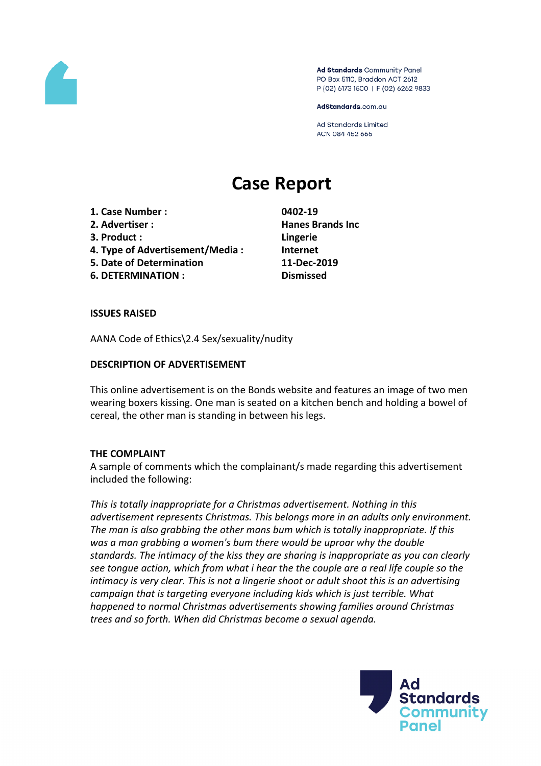Ad Standards Community Panel
PO Box 5110, Braddon ACT 2612
P (02) 6173 1500 | F (02) 6262 9833

AdStandards.com.au

Ad Standards Limited
ACN 084 452 666

# Case Report

| | |
|---|---|
| **1. Case Number :** | **0402-19** |
| **2. Advertiser :** | **Hanes Brands Inc** |
| **3. Product :** | **Lingerie** |
| **4. Type of Advertisement/Media :** | **Internet** |
| **5. Date of Determination** | **11-Dec-2019** |
| **6. DETERMINATION :** | **Dismissed** |

## ISSUES RAISED

AANA Code of Ethics\2.4 Sex/sexuality/nudity

## DESCRIPTION OF ADVERTISEMENT

This online advertisement is on the Bonds website and features an image of two men wearing boxers kissing. One man is seated on a kitchen bench and holding a bowel of cereal, the other man is standing in between his legs.

## THE COMPLAINT

A sample of comments which the complainant/s made regarding this advertisement included the following:

*This is totally inappropriate for a Christmas advertisement. Nothing in this advertisement represents Christmas. This belongs more in an adults only environment. The man is also grabbing the other mans bum which is totally inappropriate. If this was a man grabbing a women's bum there would be uproar why the double standards. The intimacy of the kiss they are sharing is inappropriate as you can clearly see tongue action, which from what i hear the the couple are a real life couple so the intimacy is very clear. This is not a lingerie shoot or adult shoot this is an advertising campaign that is targeting everyone including kids which is just terrible. What happened to normal Christmas advertisements showing families around Christmas trees and so forth. When did Christmas become a sexual agenda.*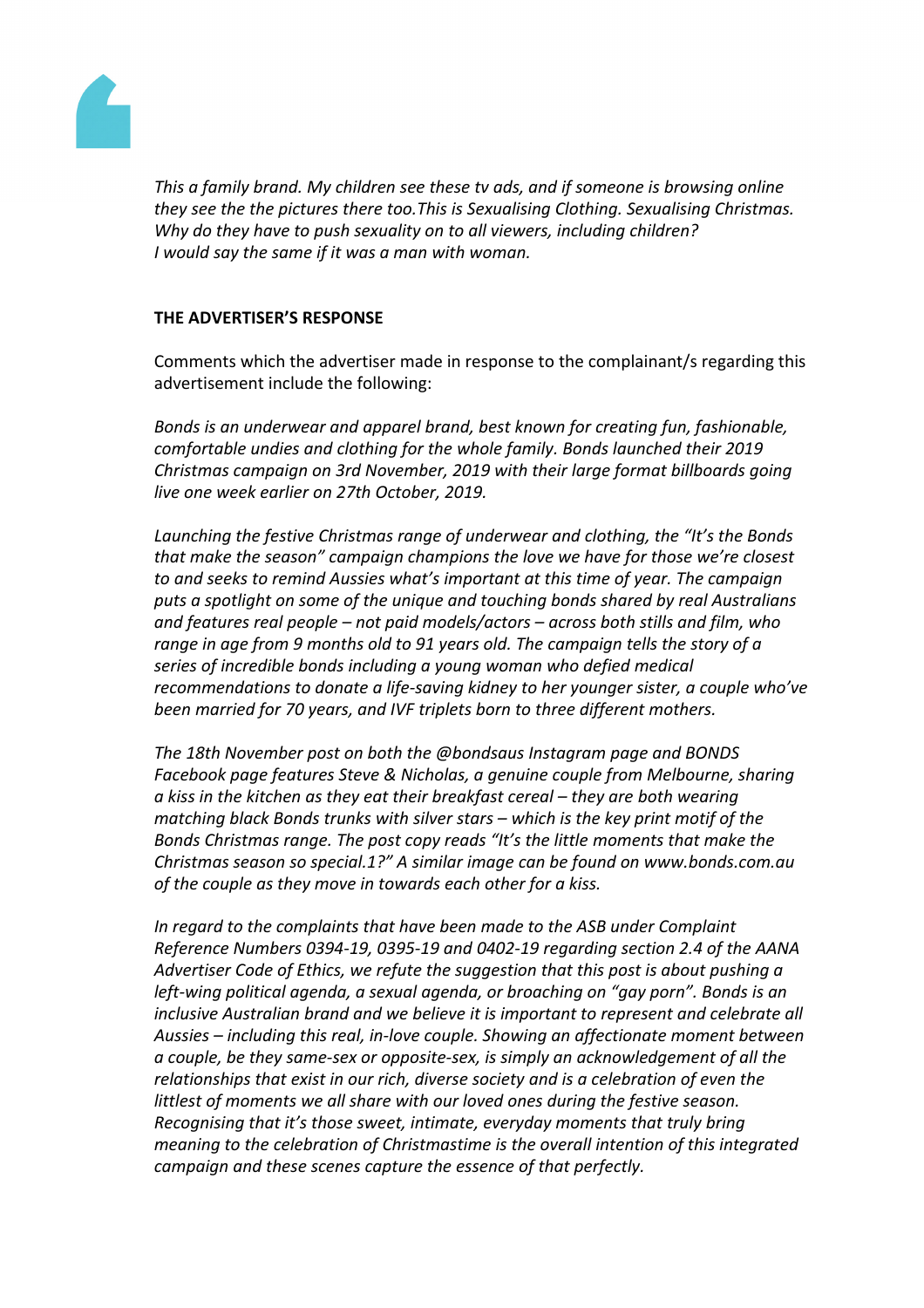*This a family brand. My children see these tv ads, and if someone is browsing online they see the the pictures there too.This is Sexualising Clothing. Sexualising Christmas. Why do they have to push sexuality on to all viewers, including children?*
*I would say the same if it was a man with woman.*

**THE ADVERTISER'S RESPONSE**

Comments which the advertiser made in response to the complainant/s regarding this advertisement include the following:

*Bonds is an underwear and apparel brand, best known for creating fun, fashionable, comfortable undies and clothing for the whole family. Bonds launched their 2019 Christmas campaign on 3rd November, 2019 with their large format billboards going live one week earlier on 27th October, 2019.*

*Launching the festive Christmas range of underwear and clothing, the "It's the Bonds that make the season" campaign champions the love we have for those we're closest to and seeks to remind Aussies what's important at this time of year. The campaign puts a spotlight on some of the unique and touching bonds shared by real Australians and features real people – not paid models/actors – across both stills and film, who range in age from 9 months old to 91 years old. The campaign tells the story of a series of incredible bonds including a young woman who defied medical recommendations to donate a life-saving kidney to her younger sister, a couple who've been married for 70 years, and IVF triplets born to three different mothers.*

*The 18th November post on both the @bondsaus Instagram page and BONDS Facebook page features Steve & Nicholas, a genuine couple from Melbourne, sharing a kiss in the kitchen as they eat their breakfast cereal – they are both wearing matching black Bonds trunks with silver stars – which is the key print motif of the Bonds Christmas range. The post copy reads "It's the little moments that make the Christmas season so special.1?" A similar image can be found on www.bonds.com.au of the couple as they move in towards each other for a kiss.*

*In regard to the complaints that have been made to the ASB under Complaint Reference Numbers 0394-19, 0395-19 and 0402-19 regarding section 2.4 of the AANA Advertiser Code of Ethics, we refute the suggestion that this post is about pushing a left-wing political agenda, a sexual agenda, or broaching on "gay porn". Bonds is an inclusive Australian brand and we believe it is important to represent and celebrate all Aussies – including this real, in-love couple. Showing an affectionate moment between a couple, be they same-sex or opposite-sex, is simply an acknowledgement of all the relationships that exist in our rich, diverse society and is a celebration of even the littlest of moments we all share with our loved ones during the festive season. Recognising that it's those sweet, intimate, everyday moments that truly bring meaning to the celebration of Christmastime is the overall intention of this integrated campaign and these scenes capture the essence of that perfectly.*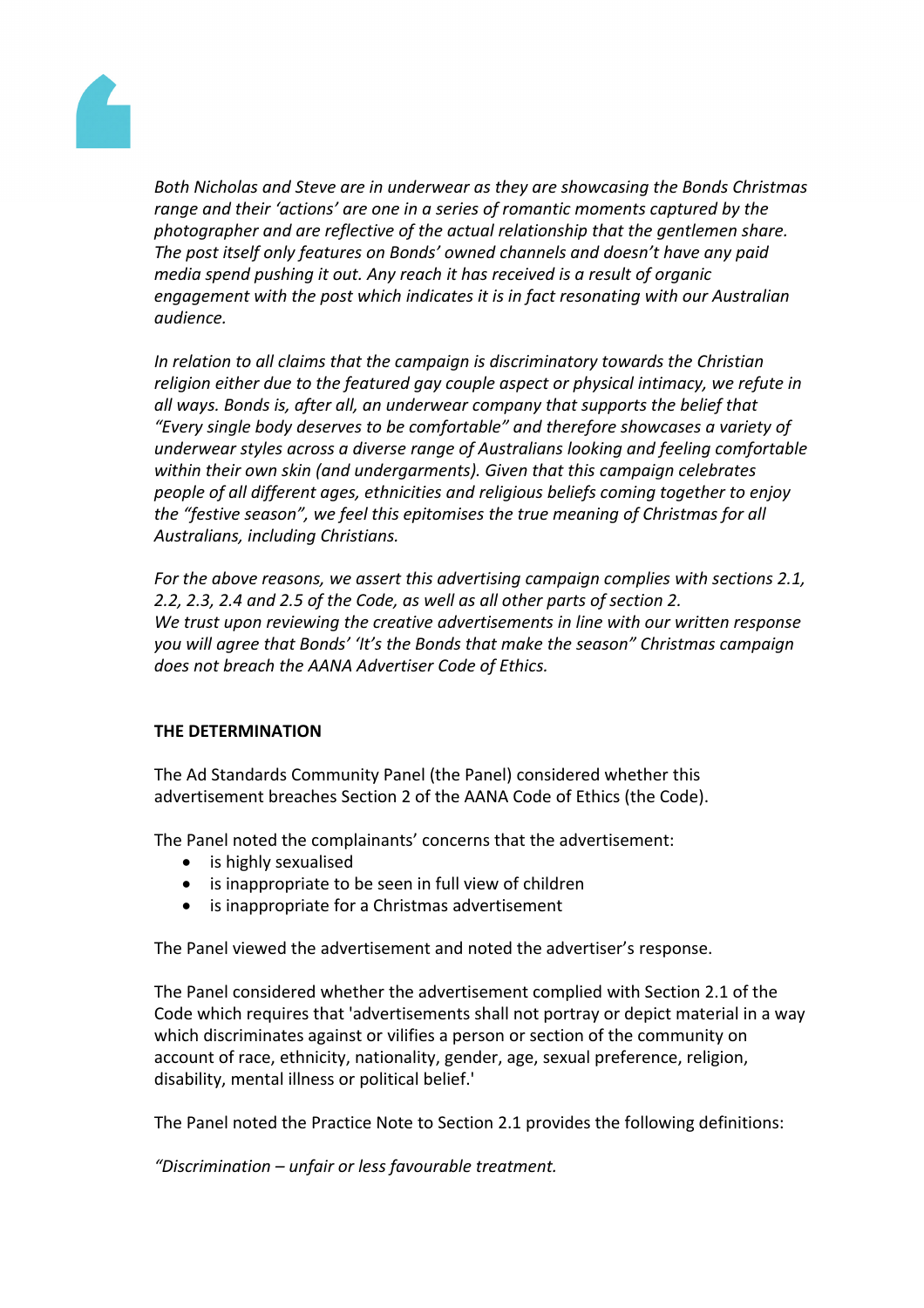*Both Nicholas and Steve are in underwear as they are showcasing the Bonds Christmas range and their 'actions' are one in a series of romantic moments captured by the photographer and are reflective of the actual relationship that the gentlemen share. The post itself only features on Bonds' owned channels and doesn't have any paid media spend pushing it out. Any reach it has received is a result of organic engagement with the post which indicates it is in fact resonating with our Australian audience.*

*In relation to all claims that the campaign is discriminatory towards the Christian religion either due to the featured gay couple aspect or physical intimacy, we refute in all ways. Bonds is, after all, an underwear company that supports the belief that "Every single body deserves to be comfortable" and therefore showcases a variety of underwear styles across a diverse range of Australians looking and feeling comfortable within their own skin (and undergarments). Given that this campaign celebrates people of all different ages, ethnicities and religious beliefs coming together to enjoy the "festive season", we feel this epitomises the true meaning of Christmas for all Australians, including Christians.*

*For the above reasons, we assert this advertising campaign complies with sections 2.1, 2.2, 2.3, 2.4 and 2.5 of the Code, as well as all other parts of section 2.*
*We trust upon reviewing the creative advertisements in line with our written response you will agree that Bonds' 'It's the Bonds that make the season" Christmas campaign does not breach the AANA Advertiser Code of Ethics.*

**THE DETERMINATION**

The Ad Standards Community Panel (the Panel) considered whether this advertisement breaches Section 2 of the AANA Code of Ethics (the Code).

The Panel noted the complainants' concerns that the advertisement:

- is highly sexualised
- is inappropriate to be seen in full view of children
- is inappropriate for a Christmas advertisement

The Panel viewed the advertisement and noted the advertiser's response.

The Panel considered whether the advertisement complied with Section 2.1 of the Code which requires that 'advertisements shall not portray or depict material in a way which discriminates against or vilifies a person or section of the community on account of race, ethnicity, nationality, gender, age, sexual preference, religion, disability, mental illness or political belief.'

The Panel noted the Practice Note to Section 2.1 provides the following definitions:

*"Discrimination – unfair or less favourable treatment.*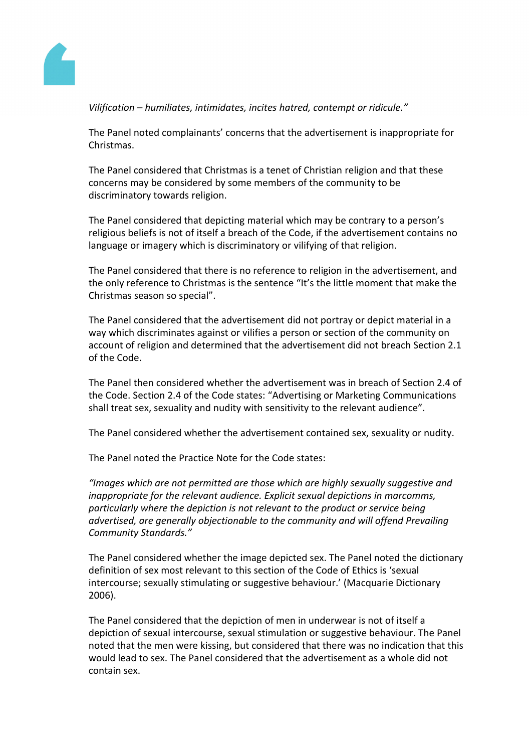*Vilification – humiliates, intimidates, incites hatred, contempt or ridicule."*

The Panel noted complainants' concerns that the advertisement is inappropriate for Christmas.

The Panel considered that Christmas is a tenet of Christian religion and that these concerns may be considered by some members of the community to be discriminatory towards religion.

The Panel considered that depicting material which may be contrary to a person's religious beliefs is not of itself a breach of the Code, if the advertisement contains no language or imagery which is discriminatory or vilifying of that religion.

The Panel considered that there is no reference to religion in the advertisement, and the only reference to Christmas is the sentence "It's the little moment that make the Christmas season so special".

The Panel considered that the advertisement did not portray or depict material in a way which discriminates against or vilifies a person or section of the community on account of religion and determined that the advertisement did not breach Section 2.1 of the Code.

The Panel then considered whether the advertisement was in breach of Section 2.4 of the Code. Section 2.4 of the Code states: "Advertising or Marketing Communications shall treat sex, sexuality and nudity with sensitivity to the relevant audience".

The Panel considered whether the advertisement contained sex, sexuality or nudity.

The Panel noted the Practice Note for the Code states:

*"Images which are not permitted are those which are highly sexually suggestive and inappropriate for the relevant audience. Explicit sexual depictions in marcomms, particularly where the depiction is not relevant to the product or service being advertised, are generally objectionable to the community and will offend Prevailing Community Standards."*

The Panel considered whether the image depicted sex. The Panel noted the dictionary definition of sex most relevant to this section of the Code of Ethics is 'sexual intercourse; sexually stimulating or suggestive behaviour.' (Macquarie Dictionary 2006).

The Panel considered that the depiction of men in underwear is not of itself a depiction of sexual intercourse, sexual stimulation or suggestive behaviour. The Panel noted that the men were kissing, but considered that there was no indication that this would lead to sex. The Panel considered that the advertisement as a whole did not contain sex.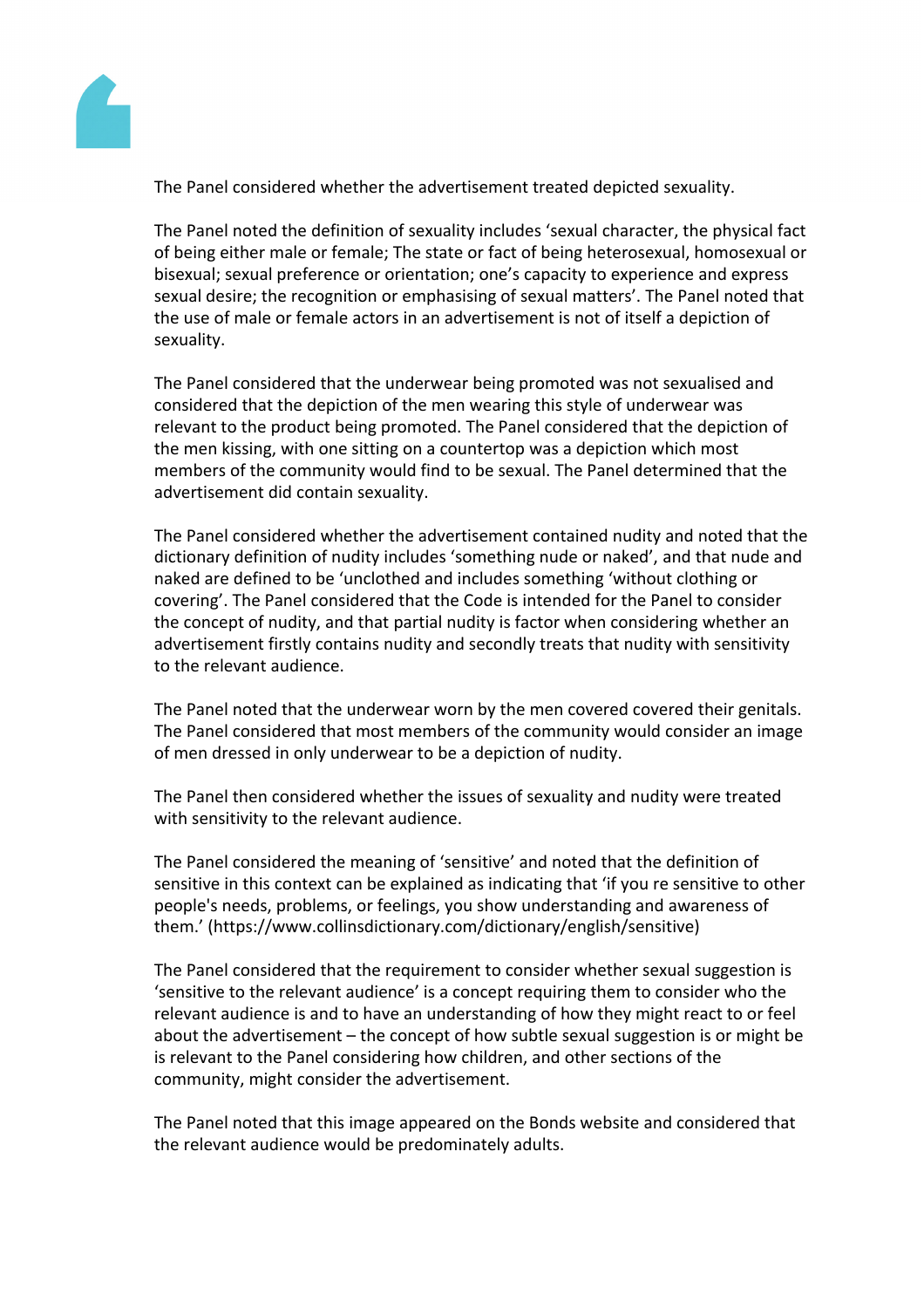The Panel considered whether the advertisement treated depicted sexuality.

The Panel noted the definition of sexuality includes 'sexual character, the physical fact of being either male or female; The state or fact of being heterosexual, homosexual or bisexual; sexual preference or orientation; one's capacity to experience and express sexual desire; the recognition or emphasising of sexual matters'. The Panel noted that the use of male or female actors in an advertisement is not of itself a depiction of sexuality.

The Panel considered that the underwear being promoted was not sexualised and considered that the depiction of the men wearing this style of underwear was relevant to the product being promoted. The Panel considered that the depiction of the men kissing, with one sitting on a countertop was a depiction which most members of the community would find to be sexual. The Panel determined that the advertisement did contain sexuality.

The Panel considered whether the advertisement contained nudity and noted that the dictionary definition of nudity includes 'something nude or naked', and that nude and naked are defined to be 'unclothed and includes something 'without clothing or covering'. The Panel considered that the Code is intended for the Panel to consider the concept of nudity, and that partial nudity is factor when considering whether an advertisement firstly contains nudity and secondly treats that nudity with sensitivity to the relevant audience.

The Panel noted that the underwear worn by the men covered covered their genitals. The Panel considered that most members of the community would consider an image of men dressed in only underwear to be a depiction of nudity.

The Panel then considered whether the issues of sexuality and nudity were treated with sensitivity to the relevant audience.

The Panel considered the meaning of 'sensitive' and noted that the definition of sensitive in this context can be explained as indicating that 'if you re sensitive to other people's needs, problems, or feelings, you show understanding and awareness of them.' (https://www.collinsdictionary.com/dictionary/english/sensitive)

The Panel considered that the requirement to consider whether sexual suggestion is 'sensitive to the relevant audience' is a concept requiring them to consider who the relevant audience is and to have an understanding of how they might react to or feel about the advertisement – the concept of how subtle sexual suggestion is or might be is relevant to the Panel considering how children, and other sections of the community, might consider the advertisement.

The Panel noted that this image appeared on the Bonds website and considered that the relevant audience would be predominately adults.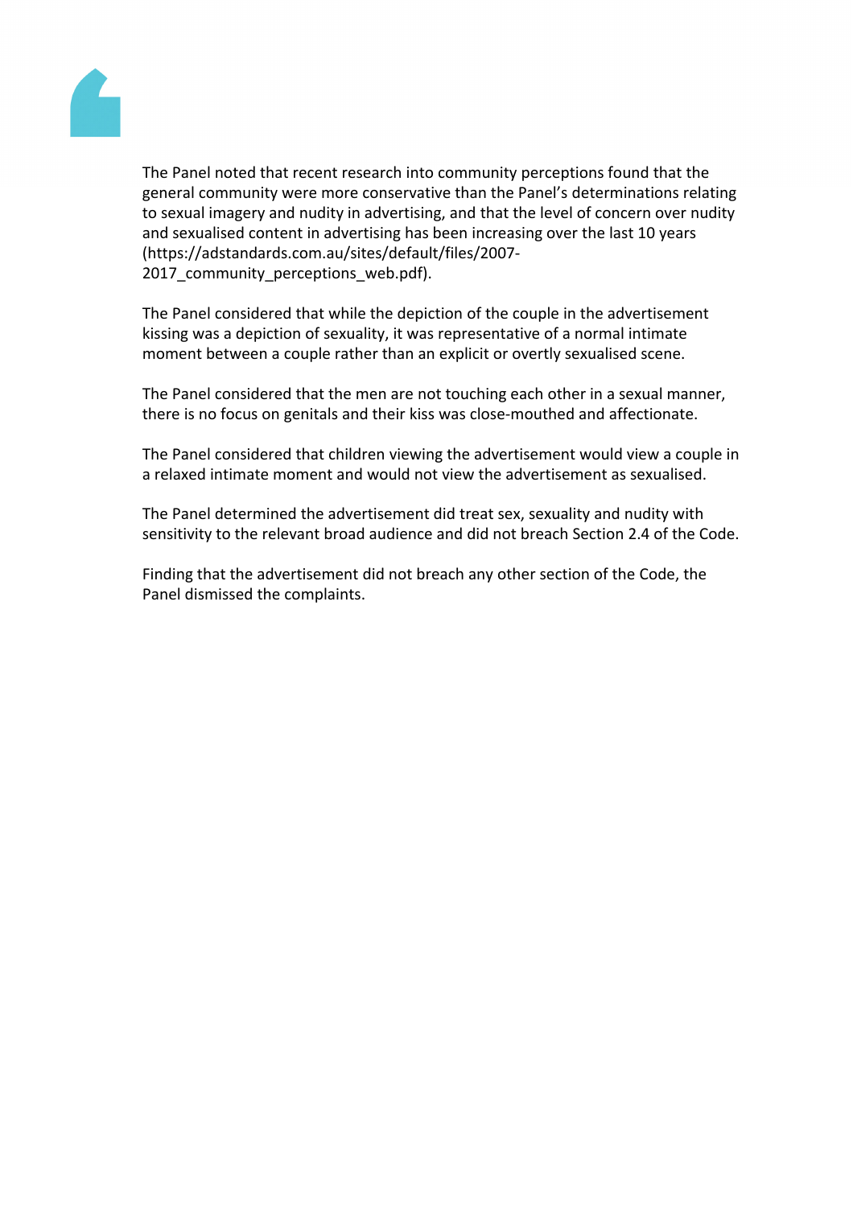The Panel noted that recent research into community perceptions found that the general community were more conservative than the Panel's determinations relating to sexual imagery and nudity in advertising, and that the level of concern over nudity and sexualised content in advertising has been increasing over the last 10 years (https://adstandards.com.au/sites/default/files/2007-2017_community_perceptions_web.pdf).

The Panel considered that while the depiction of the couple in the advertisement kissing was a depiction of sexuality, it was representative of a normal intimate moment between a couple rather than an explicit or overtly sexualised scene.

The Panel considered that the men are not touching each other in a sexual manner, there is no focus on genitals and their kiss was close-mouthed and affectionate.

The Panel considered that children viewing the advertisement would view a couple in a relaxed intimate moment and would not view the advertisement as sexualised.

The Panel determined the advertisement did treat sex, sexuality and nudity with sensitivity to the relevant broad audience and did not breach Section 2.4 of the Code.

Finding that the advertisement did not breach any other section of the Code, the Panel dismissed the complaints.